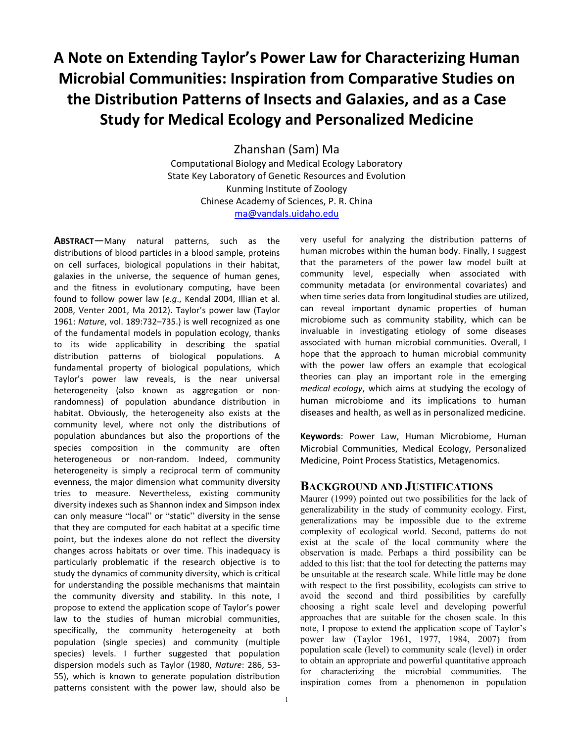# A Note on Extending Taylor's Power Law for Characterizing Human Microbial Communities: Inspiration from Comparative Studies on the Distribution Patterns of Insects and Galaxies, and as a Case Study for Medical Ecology and Personalized Medicine

Zhanshan (Sam) Ma

Computational Biology and Medical Ecology Laboratory
State Key Laboratory of Genetic Resources and Evolution
Kunming Institute of Zoology
Chinese Academy of Sciences, P. R. China
ma@vandals.uidaho.edu

**ABSTRACT**—Many natural patterns, such as the distributions of blood particles in a blood sample, proteins on cell surfaces, biological populations in their habitat, galaxies in the universe, the sequence of human genes, and the fitness in evolutionary computing, have been found to follow power law (*e.g*., Kendal 2004, Illian et al. 2008, Venter 2001, Ma 2012). Taylor's power law (Taylor 1961: *Nature*, vol. 189:732–735.) is well recognized as one of the fundamental models in population ecology, thanks to its wide applicability in describing the spatial distribution patterns of biological populations. A fundamental property of biological populations, which Taylor's power law reveals, is the near universal heterogeneity (also known as aggregation or non-randomness) of population abundance distribution in habitat. Obviously, the heterogeneity also exists at the community level, where not only the distributions of population abundances but also the proportions of the species composition in the community are often heterogeneous or non-random. Indeed, community heterogeneity is simply a reciprocal term of community evenness, the major dimension what community diversity tries to measure. Nevertheless, existing community diversity indexes such as Shannon index and Simpson index can only measure "local" or "static" diversity in the sense that they are computed for each habitat at a specific time point, but the indexes alone do not reflect the diversity changes across habitats or over time. This inadequacy is particularly problematic if the research objective is to study the dynamics of community diversity, which is critical for understanding the possible mechanisms that maintain the community diversity and stability. In this note, I propose to extend the application scope of Taylor's power law to the studies of human microbial communities, specifically, the community heterogeneity at both population (single species) and community (multiple species) levels. I further suggested that population dispersion models such as Taylor (1980, *Nature*: 286, 53-55), which is known to generate population distribution patterns consistent with the power law, should also be very useful for analyzing the distribution patterns of human microbes within the human body. Finally, I suggest that the parameters of the power law model built at community level, especially when associated with community metadata (or environmental covariates) and when time series data from longitudinal studies are utilized, can reveal important dynamic properties of human microbiome such as community stability, which can be invaluable in investigating etiology of some diseases associated with human microbial communities. Overall, I hope that the approach to human microbial community with the power law offers an example that ecological theories can play an important role in the emerging *medical ecology*, which aims at studying the ecology of human microbiome and its implications to human diseases and health, as well as in personalized medicine.

**Keywords**: Power Law, Human Microbiome, Human Microbial Communities, Medical Ecology, Personalized Medicine, Point Process Statistics, Metagenomics.

## BACKGROUND AND JUSTIFICATIONS

Maurer (1999) pointed out two possibilities for the lack of generalizability in the study of community ecology. First, generalizations may be impossible due to the extreme complexity of ecological world. Second, patterns do not exist at the scale of the local community where the observation is made. Perhaps a third possibility can be added to this list: that the tool for detecting the patterns may be unsuitable at the research scale. While little may be done with respect to the first possibility, ecologists can strive to avoid the second and third possibilities by carefully choosing a right scale level and developing powerful approaches that are suitable for the chosen scale. In this note, I propose to extend the application scope of Taylor's power law (Taylor 1961, 1977, 1984, 2007) from population scale (level) to community scale (level) in order to obtain an appropriate and powerful quantitative approach for characterizing the microbial communities. The inspiration comes from a phenomenon in population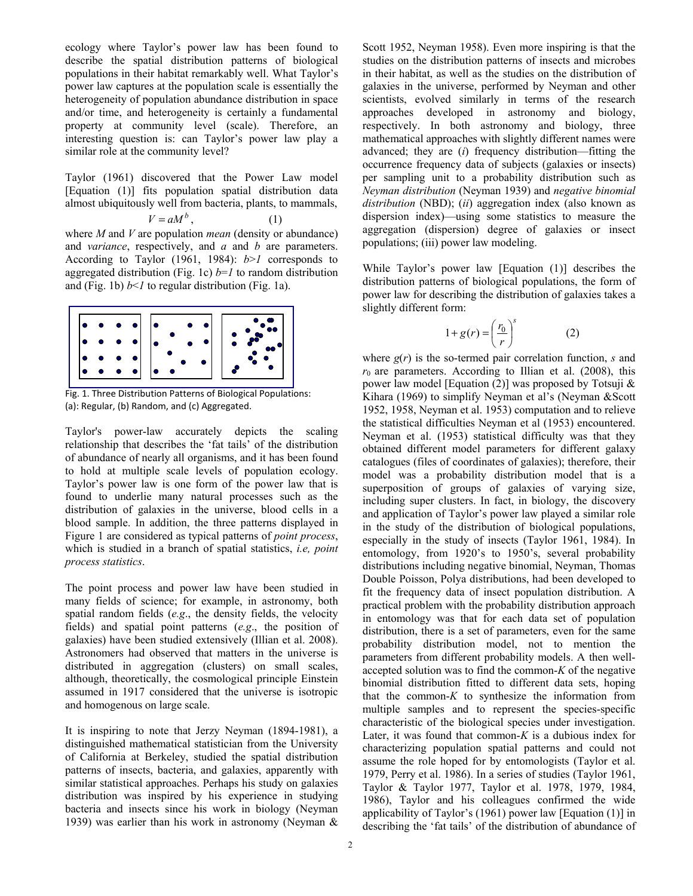ecology where Taylor's power law has been found to describe the spatial distribution patterns of biological populations in their habitat remarkably well. What Taylor's power law captures at the population scale is essentially the heterogeneity of population abundance distribution in space and/or time, and heterogeneity is certainly a fundamental property at community level (scale). Therefore, an interesting question is: can Taylor's power law play a similar role at the community level?

Taylor (1961) discovered that the Power Law model [Equation (1)] fits population spatial distribution data almost ubiquitously well from bacteria, plants, to mammals,

$$V = aM^b, \tag{1}$$

where *M* and *V* are population *mean* (density or abundance) and *variance*, respectively, and *a* and *b* are parameters. According to Taylor (1961, 1984): $b>1$ corresponds to aggregated distribution (Fig. 1c) $b=1$ to random distribution and (Fig. 1b) $b<1$ to regular distribution (Fig. 1a).

Fig. 1. Three Distribution Patterns of Biological Populations: (a): Regular, (b) Random, and (c) Aggregated.

Taylor's power-law accurately depicts the scaling relationship that describes the 'fat tails' of the distribution of abundance of nearly all organisms, and it has been found to hold at multiple scale levels of population ecology. Taylor's power law is one form of the power law that is found to underlie many natural processes such as the distribution of galaxies in the universe, blood cells in a blood sample. In addition, the three patterns displayed in Figure 1 are considered as typical patterns of *point process*, which is studied in a branch of spatial statistics, *i.e, point process statistics*.

The point process and power law have been studied in many fields of science; for example, in astronomy, both spatial random fields (*e.g*., the density fields, the velocity fields) and spatial point patterns (*e.g*., the position of galaxies) have been studied extensively (Illian et al. 2008). Astronomers had observed that matters in the universe is distributed in aggregation (clusters) on small scales, although, theoretically, the cosmological principle Einstein assumed in 1917 considered that the universe is isotropic and homogenous on large scale.

It is inspiring to note that Jerzy Neyman (1894-1981), a distinguished mathematical statistician from the University of California at Berkeley, studied the spatial distribution patterns of insects, bacteria, and galaxies, apparently with similar statistical approaches. Perhaps his study on galaxies distribution was inspired by his experience in studying bacteria and insects since his work in biology (Neyman 1939) was earlier than his work in astronomy (Neyman & Scott 1952, Neyman 1958). Even more inspiring is that the studies on the distribution patterns of insects and microbes in their habitat, as well as the studies on the distribution of galaxies in the universe, performed by Neyman and other scientists, evolved similarly in terms of the research approaches developed in astronomy and biology, respectively. In both astronomy and biology, three mathematical approaches with slightly different names were advanced; they are (*i*) frequency distribution—fitting the occurrence frequency data of subjects (galaxies or insects) per sampling unit to a probability distribution such as *Neyman distribution* (Neyman 1939) and *negative binomial distribution* (NBD); (*ii*) aggregation index (also known as dispersion index)—using some statistics to measure the aggregation (dispersion) degree of galaxies or insect populations; (iii) power law modeling.

While Taylor's power law [Equation (1)] describes the distribution patterns of biological populations, the form of power law for describing the distribution of galaxies takes a slightly different form:

$$1 + g(r) = \left(\frac{r_0}{r}\right)^s \tag{2}$$

where $g(r)$ is the so-termed pair correlation function, *s* and $r_0$ are parameters. According to Illian et al. (2008), this power law model [Equation (2)] was proposed by Totsuji & Kihara (1969) to simplify Neyman et al's (Neyman &Scott 1952, 1958, Neyman et al. 1953) computation and to relieve the statistical difficulties Neyman et al (1953) encountered. Neyman et al. (1953) statistical difficulty was that they obtained different model parameters for different galaxy catalogues (files of coordinates of galaxies); therefore, their model was a probability distribution model that is a superposition of groups of galaxies of varying size, including super clusters. In fact, in biology, the discovery and application of Taylor's power law played a similar role in the study of the distribution of biological populations, especially in the study of insects (Taylor 1961, 1984). In entomology, from 1920's to 1950's, several probability distributions including negative binomial, Neyman, Thomas Double Poisson, Polya distributions, had been developed to fit the frequency data of insect population distribution. A practical problem with the probability distribution approach in entomology was that for each data set of population distribution, there is a set of parameters, even for the same probability distribution model, not to mention the parameters from different probability models. A then well-accepted solution was to find the common-*K* of the negative binomial distribution fitted to different data sets, hoping that the common-*K* to synthesize the information from multiple samples and to represent the species-specific characteristic of the biological species under investigation. Later, it was found that common-*K* is a dubious index for characterizing population spatial patterns and could not assume the role hoped for by entomologists (Taylor et al. 1979, Perry et al. 1986). In a series of studies (Taylor 1961, Taylor & Taylor 1977, Taylor et al. 1978, 1979, 1984, 1986), Taylor and his colleagues confirmed the wide applicability of Taylor's (1961) power law [Equation (1)] in describing the 'fat tails' of the distribution of abundance of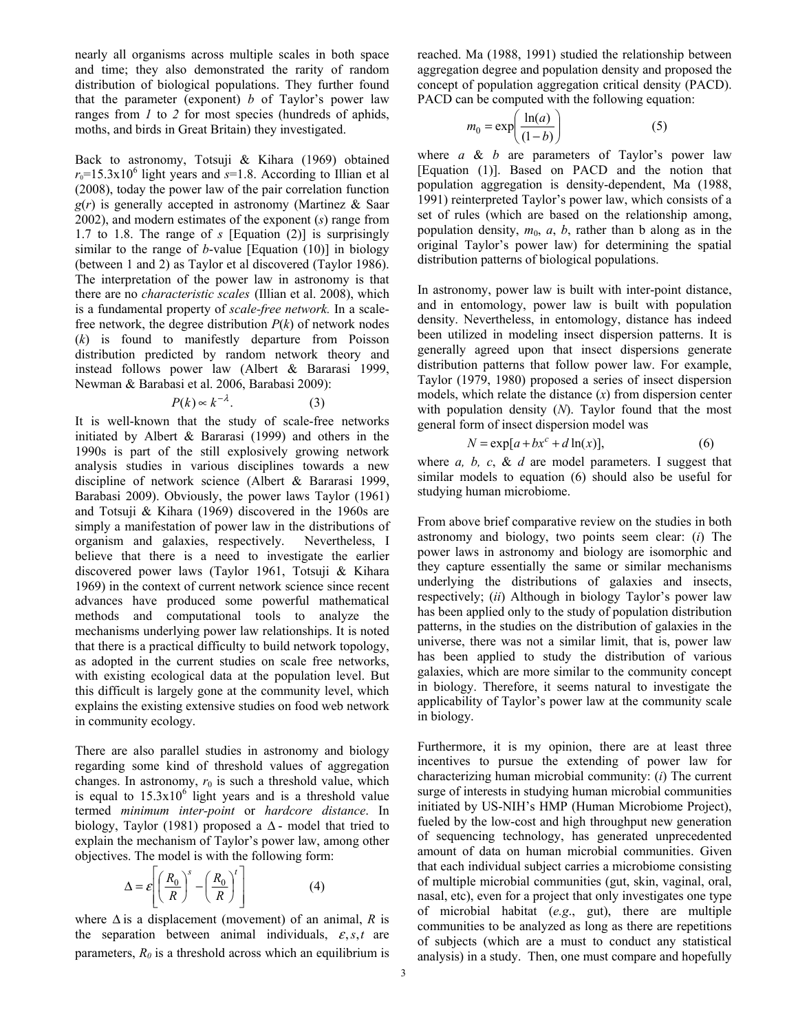nearly all organisms across multiple scales in both space and time; they also demonstrated the rarity of random distribution of biological populations. They further found that the parameter (exponent) $b$ of Taylor's power law ranges from *1* to *2* for most species (hundreds of aphids, moths, and birds in Great Britain) they investigated.

Back to astronomy, Totsuji & Kihara (1969) obtained $r_0$=15.3x10$^6$ light years and $s$=1.8. According to Illian et al (2008), today the power law of the pair correlation function $g(r)$ is generally accepted in astronomy (Martinez & Saar 2002), and modern estimates of the exponent ($s$) range from 1.7 to 1.8. The range of $s$ [Equation (2)] is surprisingly similar to the range of $b$-value [Equation (10)] in biology (between 1 and 2) as Taylor et al discovered (Taylor 1986). The interpretation of the power law in astronomy is that there are no *characteristic scales* (Illian et al. 2008), which is a fundamental property of *scale-free network.* In a scale-free network, the degree distribution $P(k)$ of network nodes ($k$) is found to manifestly departure from Poisson distribution predicted by random network theory and instead follows power law (Albert & Bararasi 1999, Newman & Barabasi et al. 2006, Barabasi 2009):

$$P(k) \propto k^{-\lambda}. \tag{3}$$

It is well-known that the study of scale-free networks initiated by Albert & Bararasi (1999) and others in the 1990s is part of the still explosively growing network analysis studies in various disciplines towards a new discipline of network science (Albert & Bararasi 1999, Barabasi 2009). Obviously, the power laws Taylor (1961) and Totsuji & Kihara (1969) discovered in the 1960s are simply a manifestation of power law in the distributions of organism and galaxies, respectively. Nevertheless, I believe that there is a need to investigate the earlier discovered power laws (Taylor 1961, Totsuji & Kihara 1969) in the context of current network science since recent advances have produced some powerful mathematical methods and computational tools to analyze the mechanisms underlying power law relationships. It is noted that there is a practical difficulty to build network topology, as adopted in the current studies on scale free networks, with existing ecological data at the population level. But this difficult is largely gone at the community level, which explains the existing extensive studies on food web network in community ecology.

There are also parallel studies in astronomy and biology regarding some kind of threshold values of aggregation changes. In astronomy, $r_0$ is such a threshold value, which is equal to 15.3x10$^6$ light years and is a threshold value termed *minimum inter-point* or *hardcore distance*. In biology, Taylor (1981) proposed a $\Delta$- model that tried to explain the mechanism of Taylor's power law, among other objectives. The model is with the following form:

$$\Delta = \varepsilon\left[\left(\frac{R_0}{R}\right)^s - \left(\frac{R_0}{R}\right)^t\right] \tag{4}$$

where $\Delta$ is a displacement (movement) of an animal, $R$ is the separation between animal individuals, $\varepsilon, s, t$ are parameters, $R_0$ is a threshold across which an equilibrium is reached. Ma (1988, 1991) studied the relationship between aggregation degree and population density and proposed the concept of population aggregation critical density (PACD). PACD can be computed with the following equation:

$$m_0 = \exp\left(\frac{\ln(a)}{(1-b)}\right) \tag{5}$$

where $a$ & $b$ are parameters of Taylor's power law [Equation (1)]. Based on PACD and the notion that population aggregation is density-dependent, Ma (1988, 1991) reinterpreted Taylor's power law, which consists of a set of rules (which are based on the relationship among, population density, $m_0$, $a$, $b$, rather than b along as in the original Taylor's power law) for determining the spatial distribution patterns of biological populations.

In astronomy, power law is built with inter-point distance, and in entomology, power law is built with population density. Nevertheless, in entomology, distance has indeed been utilized in modeling insect dispersion patterns. It is generally agreed upon that insect dispersions generate distribution patterns that follow power law. For example, Taylor (1979, 1980) proposed a series of insect dispersion models, which relate the distance ($x$) from dispersion center with population density ($N$). Taylor found that the most general form of insect dispersion model was

$$N = \exp[a + bx^c + d\ln(x)], \tag{6}$$

where *a, b, c*, & *d* are model parameters. I suggest that similar models to equation (6) should also be useful for studying human microbiome.

From above brief comparative review on the studies in both astronomy and biology, two points seem clear: (*i*) The power laws in astronomy and biology are isomorphic and they capture essentially the same or similar mechanisms underlying the distributions of galaxies and insects, respectively; (*ii*) Although in biology Taylor's power law has been applied only to the study of population distribution patterns, in the studies on the distribution of galaxies in the universe, there was not a similar limit, that is, power law has been applied to study the distribution of various galaxies, which are more similar to the community concept in biology. Therefore, it seems natural to investigate the applicability of Taylor's power law at the community scale in biology.

Furthermore, it is my opinion, there are at least three incentives to pursue the extending of power law for characterizing human microbial community: (*i*) The current surge of interests in studying human microbial communities initiated by US-NIH's HMP (Human Microbiome Project), fueled by the low-cost and high throughput new generation of sequencing technology, has generated unprecedented amount of data on human microbial communities. Given that each individual subject carries a microbiome consisting of multiple microbial communities (gut, skin, vaginal, oral, nasal, etc), even for a project that only investigates one type of microbial habitat (*e.g*., gut), there are multiple communities to be analyzed as long as there are repetitions of subjects (which are a must to conduct any statistical analysis) in a study. Then, one must compare and hopefully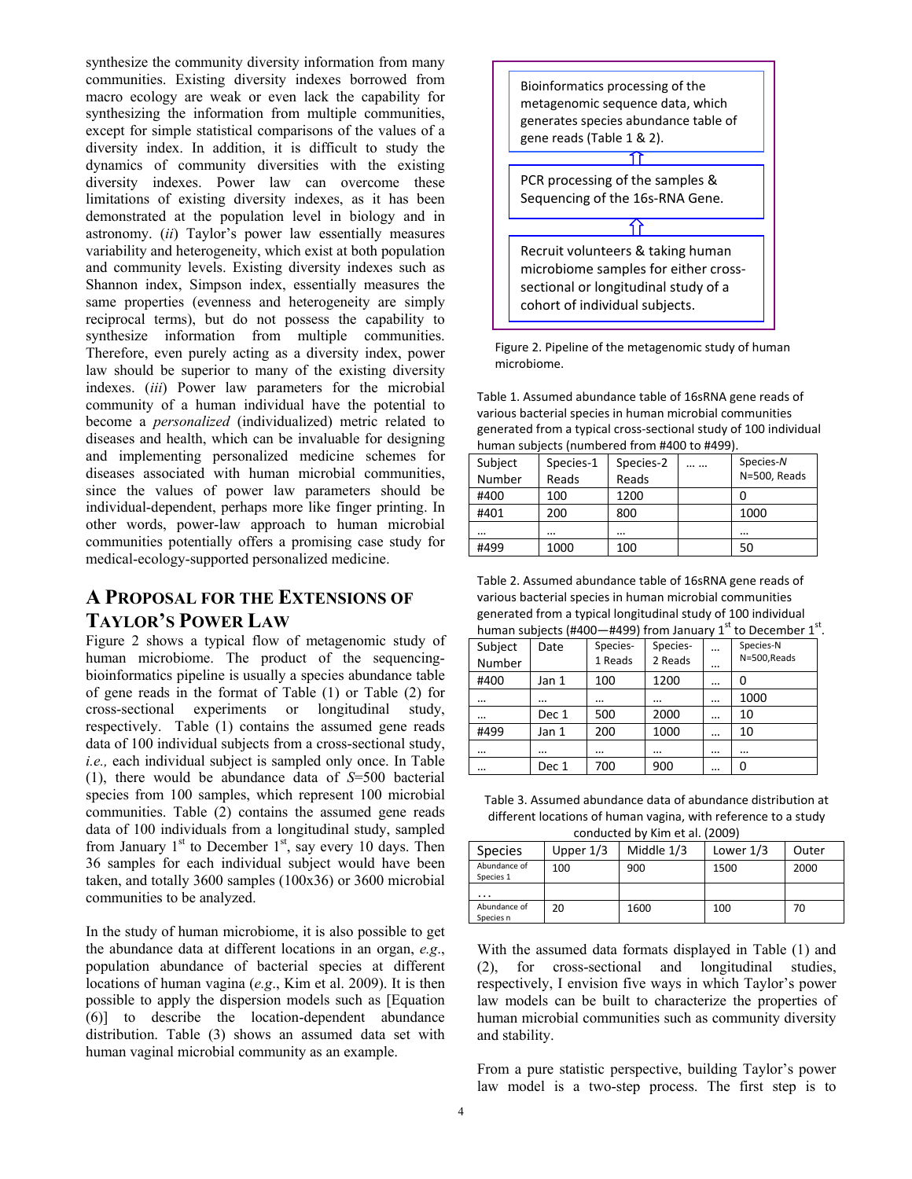synthesize the community diversity information from many communities. Existing diversity indexes borrowed from macro ecology are weak or even lack the capability for synthesizing the information from multiple communities, except for simple statistical comparisons of the values of a diversity index. In addition, it is difficult to study the dynamics of community diversities with the existing diversity indexes. Power law can overcome these limitations of existing diversity indexes, as it has been demonstrated at the population level in biology and in astronomy. (*ii*) Taylor's power law essentially measures variability and heterogeneity, which exist at both population and community levels. Existing diversity indexes such as Shannon index, Simpson index, essentially measures the same properties (evenness and heterogeneity are simply reciprocal terms), but do not possess the capability to synthesize information from multiple communities. Therefore, even purely acting as a diversity index, power law should be superior to many of the existing diversity indexes. (*iii*) Power law parameters for the microbial community of a human individual have the potential to become a *personalized* (individualized) metric related to diseases and health, which can be invaluable for designing and implementing personalized medicine schemes for diseases associated with human microbial communities, since the values of power law parameters should be individual-dependent, perhaps more like finger printing. In other words, power-law approach to human microbial communities potentially offers a promising case study for medical-ecology-supported personalized medicine.

## A Proposal for the Extensions of Taylor's Power Law

Figure 2 shows a typical flow of metagenomic study of human microbiome. The product of the sequencing-bioinformatics pipeline is usually a species abundance table of gene reads in the format of Table (1) or Table (2) for cross-sectional or longitudinal study, respectively. Table (1) contains the assumed gene reads data of 100 individual subjects from a cross-sectional study, *i.e.,* each individual subject is sampled only once. In Table (1), there would be abundance data of $S$=500 bacterial species from 100 samples, which represent 100 microbial communities. Table (2) contains the assumed gene reads data of 100 individuals from a longitudinal study, sampled from January 1st to December 1st, say every 10 days. Then 36 samples for each individual subject would have been taken, and totally 3600 samples (100x36) or 3600 microbial communities to be analyzed.

In the study of human microbiome, it is also possible to get the abundance data at different locations in an organ, *e.g*., population abundance of bacterial species at different locations of human vagina (*e.g*., Kim et al. 2009). It is then possible to apply the dispersion models such as [Equation (6)] to describe the location-dependent abundance distribution. Table (3) shows an assumed data set with human vaginal microbial community as an example.

Bioinformatics processing of the metagenomic sequence data, which generates species abundance table of gene reads (Table 1 & 2).

⇧

PCR processing of the samples & Sequencing of the 16s-RNA Gene.

⇧

Recruit volunteers & taking human microbiome samples for either cross-sectional or longitudinal study of a cohort of individual subjects.

Figure 2. Pipeline of the metagenomic study of human microbiome.

Table 1. Assumed abundance table of 16sRNA gene reads of various bacterial species in human microbial communities generated from a typical cross-sectional study of 100 individual human subjects (numbered from #400 to #499).

| Subject Number | Species-1 Reads | Species-2 Reads | …… | Species-*N* N=500, Reads |
|---|---|---|---|---|
| #400 | 100 | 1200 | | 0 |
| #401 | 200 | 800 | | 1000 |
| … | … | … | | … |
| #499 | 1000 | 100 | | 50 |

Table 2. Assumed abundance table of 16sRNA gene reads of various bacterial species in human microbial communities generated from a typical longitudinal study of 100 individual human subjects (#400—#499) from January 1st to December 1st.

| Subject Number | Date | Species-1 Reads | Species-2 Reads | …… | Species-N N=500,Reads |
|---|---|---|---|---|---|
| #400 | Jan 1 | 100 | 1200 | … | 0 |
| … | … | … | … | … | 1000 |
| … | Dec 1 | 500 | 2000 | … | 10 |
| #499 | Jan 1 | 200 | 1000 | … | 10 |
| … | … | … | … | … | … |
| … | Dec 1 | 700 | 900 | … | 0 |

Table 3. Assumed abundance data of abundance distribution at different locations of human vagina, with reference to a study conducted by Kim et al. (2009)

| Species | Upper 1/3 | Middle 1/3 | Lower 1/3 | Outer |
|---|---|---|---|---|
| Abundance of Species 1 | 100 | 900 | 1500 | 2000 |
| … | | | | |
| Abundance of Species n | 20 | 1600 | 100 | 70 |

With the assumed data formats displayed in Table (1) and (2), for cross-sectional and longitudinal studies, respectively, I envision five ways in which Taylor's power law models can be built to characterize the properties of human microbial communities such as community diversity and stability.

From a pure statistic perspective, building Taylor's power law model is a two-step process. The first step is to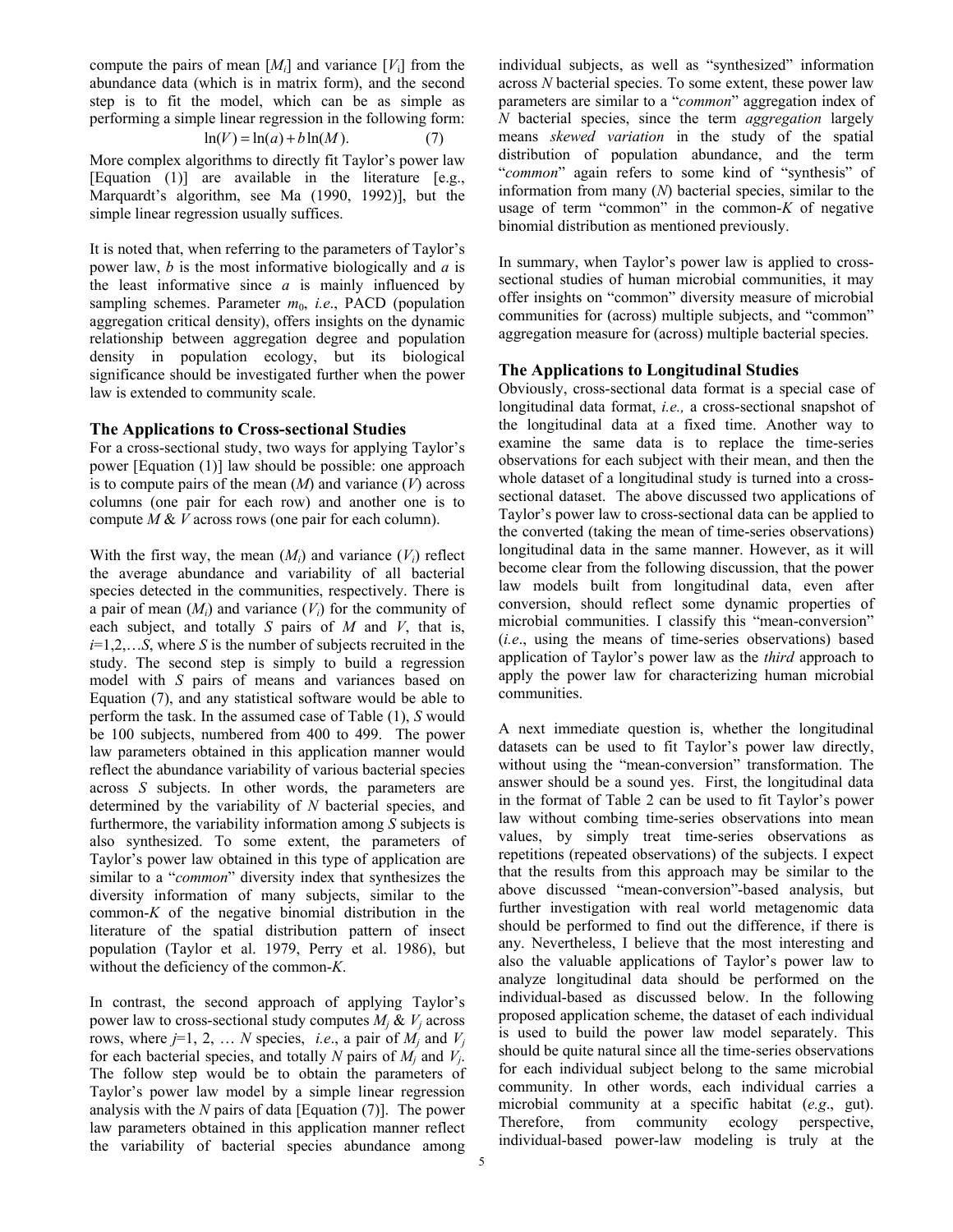compute the pairs of mean [$M_i$] and variance [$V_i$] from the abundance data (which is in matrix form), and the second step is to fit the model, which can be as simple as performing a simple linear regression in the following form:

$$\ln(V) = \ln(a) + b\ln(M). \tag{7}$$

More complex algorithms to directly fit Taylor's power law [Equation (1)] are available in the literature [e.g., Marquardt's algorithm, see Ma (1990, 1992)], but the simple linear regression usually suffices.

It is noted that, when referring to the parameters of Taylor's power law, $b$ is the most informative biologically and $a$ is the least informative since $a$ is mainly influenced by sampling schemes. Parameter $m_0$, *i.e*., PACD (population aggregation critical density), offers insights on the dynamic relationship between aggregation degree and population density in population ecology, but its biological significance should be investigated further when the power law is extended to community scale.

## The Applications to Cross-sectional Studies

For a cross-sectional study, two ways for applying Taylor's power [Equation (1)] law should be possible: one approach is to compute pairs of the mean ($M$) and variance ($V$) across columns (one pair for each row) and another one is to compute $M$ & $V$ across rows (one pair for each column).

With the first way, the mean ($M_i$) and variance ($V_i$) reflect the average abundance and variability of all bacterial species detected in the communities, respectively. There is a pair of mean ($M_i$) and variance ($V_i$) for the community of each subject, and totally $S$ pairs of $M$ and $V$, that is, $i$=1,2,…$S$, where $S$ is the number of subjects recruited in the study. The second step is simply to build a regression model with $S$ pairs of means and variances based on Equation (7), and any statistical software would be able to perform the task. In the assumed case of Table (1), $S$ would be 100 subjects, numbered from 400 to 499. The power law parameters obtained in this application manner would reflect the abundance variability of various bacterial species across $S$ subjects. In other words, the parameters are determined by the variability of $N$ bacterial species, and furthermore, the variability information among $S$ subjects is also synthesized. To some extent, the parameters of Taylor's power law obtained in this type of application are similar to a "*common*" diversity index that synthesizes the diversity information of many subjects, similar to the common-$K$ of the negative binomial distribution in the literature of the spatial distribution pattern of insect population (Taylor et al. 1979, Perry et al. 1986), but without the deficiency of the common-$K$.

In contrast, the second approach of applying Taylor's power law to cross-sectional study computes $M_j$ & $V_j$ across rows, where $j$=1, 2, … $N$ species, *i.e*., a pair of $M_j$ and $V_j$ for each bacterial species, and totally $N$ pairs of $M_j$ and $V_j$. The follow step would be to obtain the parameters of Taylor's power law model by a simple linear regression analysis with the $N$ pairs of data [Equation (7)]. The power law parameters obtained in this application manner reflect the variability of bacterial species abundance among individual subjects, as well as "synthesized" information across $N$ bacterial species. To some extent, these power law parameters are similar to a "*common*" aggregation index of $N$ bacterial species, since the term *aggregation* largely means *skewed variation* in the study of the spatial distribution of population abundance, and the term "*common*" again refers to some kind of "synthesis" of information from many ($N$) bacterial species, similar to the usage of term "common" in the common-$K$ of negative binomial distribution as mentioned previously.

In summary, when Taylor's power law is applied to cross-sectional studies of human microbial communities, it may offer insights on "common" diversity measure of microbial communities for (across) multiple subjects, and "common" aggregation measure for (across) multiple bacterial species.

## The Applications to Longitudinal Studies

Obviously, cross-sectional data format is a special case of longitudinal data format, *i.e.,* a cross-sectional snapshot of the longitudinal data at a fixed time. Another way to examine the same data is to replace the time-series observations for each subject with their mean, and then the whole dataset of a longitudinal study is turned into a cross-sectional dataset. The above discussed two applications of Taylor's power law to cross-sectional data can be applied to the converted (taking the mean of time-series observations) longitudinal data in the same manner. However, as it will become clear from the following discussion, that the power law models built from longitudinal data, even after conversion, should reflect some dynamic properties of microbial communities. I classify this "mean-conversion" (*i.e*., using the means of time-series observations) based application of Taylor's power law as the *third* approach to apply the power law for characterizing human microbial communities.

A next immediate question is, whether the longitudinal datasets can be used to fit Taylor's power law directly, without using the "mean-conversion" transformation. The answer should be a sound yes. First, the longitudinal data in the format of Table 2 can be used to fit Taylor's power law without combing time-series observations into mean values, by simply treat time-series observations as repetitions (repeated observations) of the subjects. I expect that the results from this approach may be similar to the above discussed "mean-conversion"-based analysis, but further investigation with real world metagenomic data should be performed to find out the difference, if there is any. Nevertheless, I believe that the most interesting and also the valuable applications of Taylor's power law to analyze longitudinal data should be performed on the individual-based as discussed below. In the following proposed application scheme, the dataset of each individual is used to build the power law model separately. This should be quite natural since all the time-series observations for each individual subject belong to the same microbial community. In other words, each individual carries a microbial community at a specific habitat (*e.g*., gut). Therefore, from community ecology perspective, individual-based power-law modeling is truly at the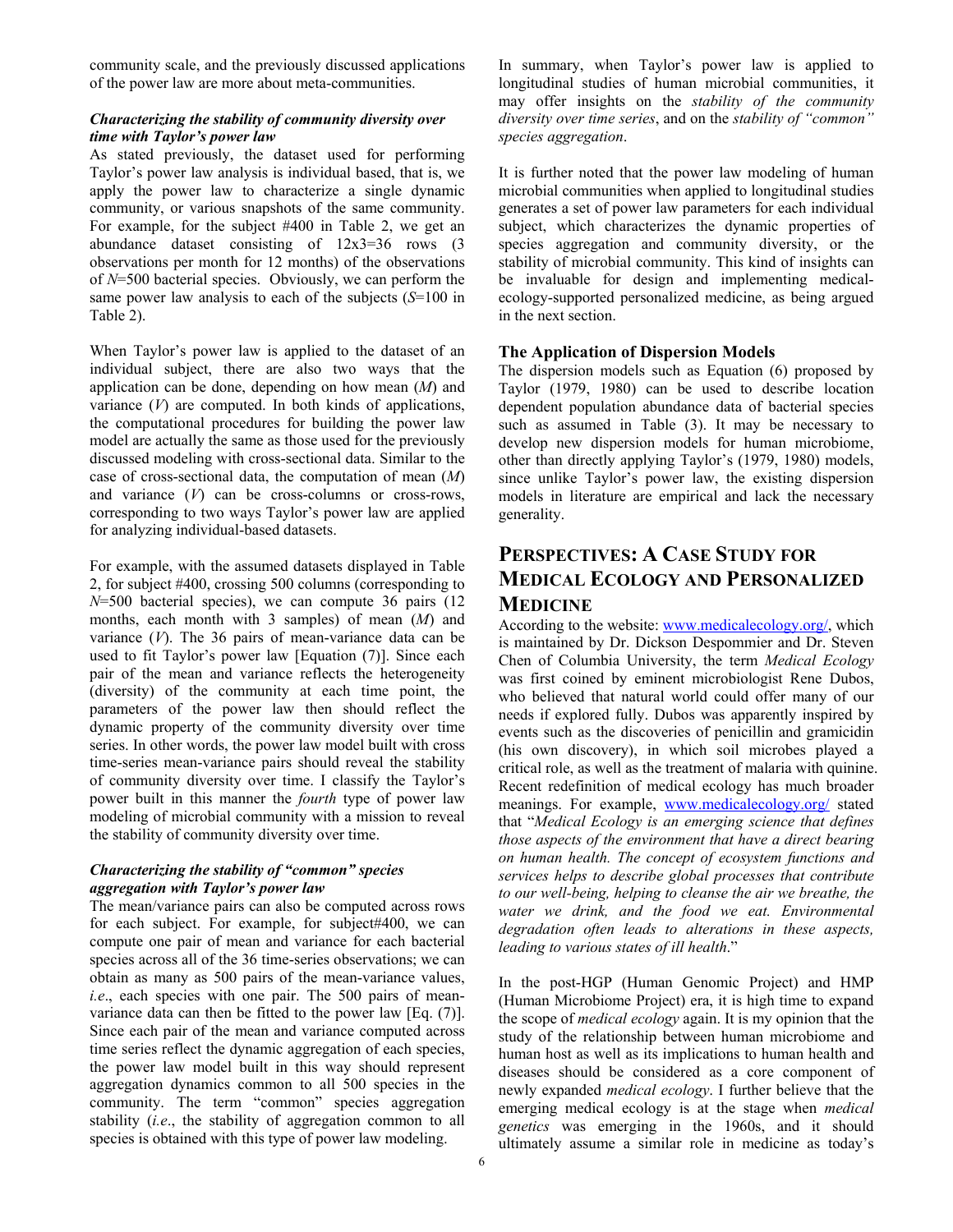community scale, and the previously discussed applications of the power law are more about meta-communities.

### *Characterizing the stability of community diversity over time with Taylor's power law*

As stated previously, the dataset used for performing Taylor's power law analysis is individual based, that is, we apply the power law to characterize a single dynamic community, or various snapshots of the same community. For example, for the subject #400 in Table 2, we get an abundance dataset consisting of 12x3=36 rows (3 observations per month for 12 months) of the observations of $N$=500 bacterial species. Obviously, we can perform the same power law analysis to each of the subjects ($S$=100 in Table 2).

When Taylor's power law is applied to the dataset of an individual subject, there are also two ways that the application can be done, depending on how mean ($M$) and variance ($V$) are computed. In both kinds of applications, the computational procedures for building the power law model are actually the same as those used for the previously discussed modeling with cross-sectional data. Similar to the case of cross-sectional data, the computation of mean ($M$) and variance ($V$) can be cross-columns or cross-rows, corresponding to two ways Taylor's power law are applied for analyzing individual-based datasets.

For example, with the assumed datasets displayed in Table 2, for subject #400, crossing 500 columns (corresponding to $N$=500 bacterial species), we can compute 36 pairs (12 months, each month with 3 samples) of mean ($M$) and variance ($V$). The 36 pairs of mean-variance data can be used to fit Taylor's power law [Equation (7)]. Since each pair of the mean and variance reflects the heterogeneity (diversity) of the community at each time point, the parameters of the power law then should reflect the dynamic property of the community diversity over time series. In other words, the power law model built with cross time-series mean-variance pairs should reveal the stability of community diversity over time. I classify the Taylor's power built in this manner the *fourth* type of power law modeling of microbial community with a mission to reveal the stability of community diversity over time.

### *Characterizing the stability of "common" species aggregation with Taylor's power law*

The mean/variance pairs can also be computed across rows for each subject. For example, for subject#400, we can compute one pair of mean and variance for each bacterial species across all of the 36 time-series observations; we can obtain as many as 500 pairs of the mean-variance values, *i.e*., each species with one pair. The 500 pairs of mean-variance data can then be fitted to the power law [Eq. (7)]. Since each pair of the mean and variance computed across time series reflect the dynamic aggregation of each species, the power law model built in this way should represent aggregation dynamics common to all 500 species in the community. The term "common" species aggregation stability (*i.e*., the stability of aggregation common to all species is obtained with this type of power law modeling.

In summary, when Taylor's power law is applied to longitudinal studies of human microbial communities, it may offer insights on the *stability of the community diversity over time series*, and on the *stability of "common" species aggregation*.

It is further noted that the power law modeling of human microbial communities when applied to longitudinal studies generates a set of power law parameters for each individual subject, which characterizes the dynamic properties of species aggregation and community diversity, or the stability of microbial community. This kind of insights can be invaluable for design and implementing medical-ecology-supported personalized medicine, as being argued in the next section.

## The Application of Dispersion Models

The dispersion models such as Equation (6) proposed by Taylor (1979, 1980) can be used to describe location dependent population abundance data of bacterial species such as assumed in Table (3). It may be necessary to develop new dispersion models for human microbiome, other than directly applying Taylor's (1979, 1980) models, since unlike Taylor's power law, the existing dispersion models in literature are empirical and lack the necessary generality.

# PERSPECTIVES: A CASE STUDY FOR MEDICAL ECOLOGY AND PERSONALIZED MEDICINE

According to the website: www.medicalecology.org/, which is maintained by Dr. Dickson Despommier and Dr. Steven Chen of Columbia University, the term *Medical Ecology* was first coined by eminent microbiologist Rene Dubos, who believed that natural world could offer many of our needs if explored fully. Dubos was apparently inspired by events such as the discoveries of penicillin and gramicidin (his own discovery), in which soil microbes played a critical role, as well as the treatment of malaria with quinine. Recent redefinition of medical ecology has much broader meanings. For example, www.medicalecology.org/ stated that "*Medical Ecology is an emerging science that defines those aspects of the environment that have a direct bearing on human health. The concept of ecosystem functions and services helps to describe global processes that contribute to our well-being, helping to cleanse the air we breathe, the water we drink, and the food we eat. Environmental degradation often leads to alterations in these aspects, leading to various states of ill health*."

In the post-HGP (Human Genomic Project) and HMP (Human Microbiome Project) era, it is high time to expand the scope of *medical ecology* again. It is my opinion that the study of the relationship between human microbiome and human host as well as its implications to human health and diseases should be considered as a core component of newly expanded *medical ecology*. I further believe that the emerging medical ecology is at the stage when *medical genetics* was emerging in the 1960s, and it should ultimately assume a similar role in medicine as today's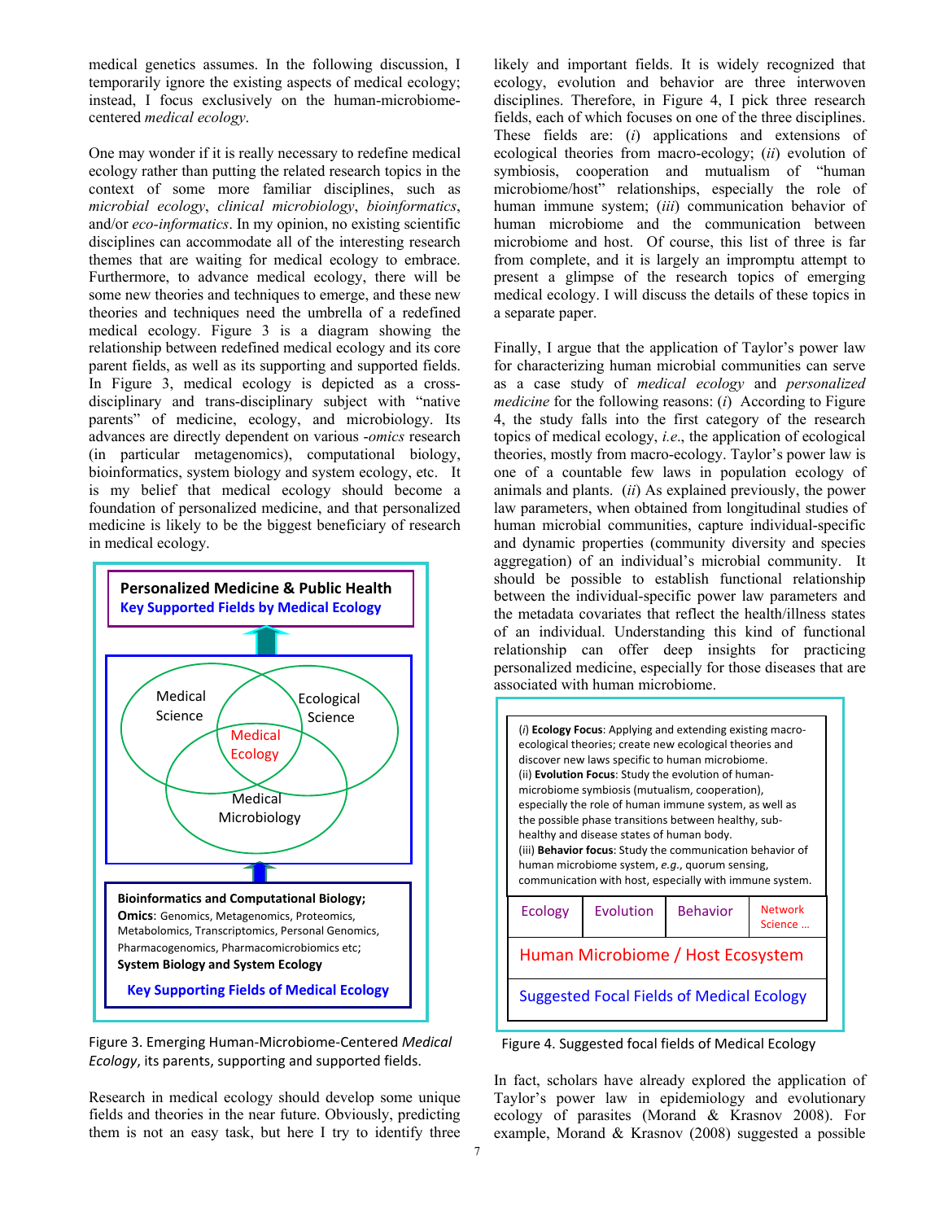medical genetics assumes. In the following discussion, I temporarily ignore the existing aspects of medical ecology; instead, I focus exclusively on the human-microbiome-centered *medical ecology*.

One may wonder if it is really necessary to redefine medical ecology rather than putting the related research topics in the context of some more familiar disciplines, such as *microbial ecology*, *clinical microbiology*, *bioinformatics*, and/or *eco-informatics*. In my opinion, no existing scientific disciplines can accommodate all of the interesting research themes that are waiting for medical ecology to embrace. Furthermore, to advance medical ecology, there will be some new theories and techniques to emerge, and these new theories and techniques need the umbrella of a redefined medical ecology. Figure 3 is a diagram showing the relationship between redefined medical ecology and its core parent fields, as well as its supporting and supported fields. In Figure 3, medical ecology is depicted as a cross-disciplinary and trans-disciplinary subject with "native parents" of medicine, ecology, and microbiology. Its advances are directly dependent on various *-omics* research (in particular metagenomics), computational biology, bioinformatics, system biology and system ecology, etc. It is my belief that medical ecology should become a foundation of personalized medicine, and that personalized medicine is likely to be the biggest beneficiary of research in medical ecology.

**Personalized Medicine & Public Health**
**Key Supported Fields by Medical Ecology**

Medical Science | Ecological Science | Medical Ecology | Medical Microbiology

**Bioinformatics and Computational Biology;**
**Omics**: Genomics, Metagenomics, Proteomics, Metabolomics, Transcriptomics, Personal Genomics, Pharmacogenomics, Pharmacomicrobiomics etc;
**System Biology and System Ecology**
**Key Supporting Fields of Medical Ecology**

Figure 3. Emerging Human-Microbiome-Centered *Medical Ecology*, its parents, supporting and supported fields.

Research in medical ecology should develop some unique fields and theories in the near future. Obviously, predicting them is not an easy task, but here I try to identify three likely and important fields. It is widely recognized that ecology, evolution and behavior are three interwoven disciplines. Therefore, in Figure 4, I pick three research fields, each of which focuses on one of the three disciplines. These fields are: (*i*) applications and extensions of ecological theories from macro-ecology; (*ii*) evolution of symbiosis, cooperation and mutualism of "human microbiome/host" relationships, especially the role of human immune system; (*iii*) communication behavior of human microbiome and the communication between microbiome and host. Of course, this list of three is far from complete, and it is largely an impromptu attempt to present a glimpse of the research topics of emerging medical ecology. I will discuss the details of these topics in a separate paper.

Finally, I argue that the application of Taylor's power law for characterizing human microbial communities can serve as a case study of *medical ecology* and *personalized medicine* for the following reasons: (*i*) According to Figure 4, the study falls into the first category of the research topics of medical ecology, *i.e*., the application of ecological theories, mostly from macro-ecology. Taylor's power law is one of a countable few laws in population ecology of animals and plants. (*ii*) As explained previously, the power law parameters, when obtained from longitudinal studies of human microbial communities, capture individual-specific and dynamic properties (community diversity and species aggregation) of an individual's microbial community. It should be possible to establish functional relationship between the individual-specific power law parameters and the metadata covariates that reflect the health/illness states of an individual. Understanding this kind of functional relationship can offer deep insights for practicing personalized medicine, especially for those diseases that are associated with human microbiome.

(*i*) **Ecology Focus**: Applying and extending existing macro-ecological theories; create new ecological theories and discover new laws specific to human microbiome.
(ii) **Evolution Focus**: Study the evolution of human-microbiome symbiosis (mutualism, cooperation), especially the role of human immune system, as well as the possible phase transitions between healthy, sub-healthy and disease states of human body.
(iii) **Behavior focus**: Study the communication behavior of human microbiome system, *e.g.*, quorum sensing, communication with host, especially with immune system.

| Ecology | Evolution | Behavior | Network Science ... |
|---|---|---|---|

Human Microbiome / Host Ecosystem

Suggested Focal Fields of Medical Ecology

Figure 4. Suggested focal fields of Medical Ecology

In fact, scholars have already explored the application of Taylor's power law in epidemiology and evolutionary ecology of parasites (Morand & Krasnov 2008). For example, Morand & Krasnov (2008) suggested a possible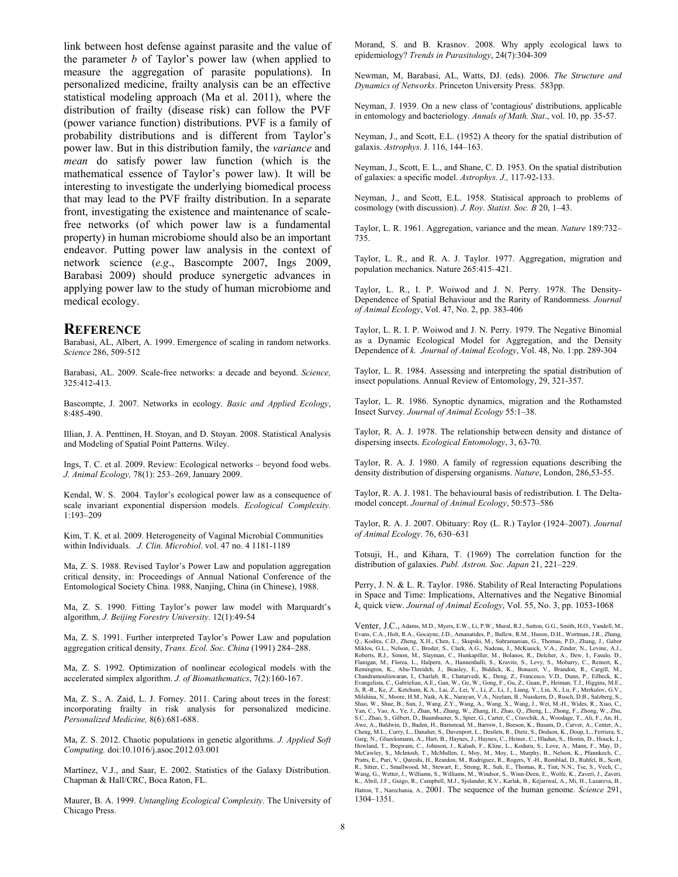link between host defense against parasite and the value of the parameter *b* of Taylor's power law (when applied to measure the aggregation of parasite populations). In personalized medicine, frailty analysis can be an effective statistical modeling approach (Ma et al. 2011), where the distribution of frailty (disease risk) can follow the PVF (power variance function) distributions. PVF is a family of probability distributions and is different from Taylor's power law. But in this distribution family, the *variance* and *mean* do satisfy power law function (which is the mathematical essence of Taylor's power law). It will be interesting to investigate the underlying biomedical process that may lead to the PVF frailty distribution. In a separate front, investigating the existence and maintenance of scale-free networks (of which power law is a fundamental property) in human microbiome should also be an important endeavor. Putting power law analysis in the context of network science (*e.g*., Bascompte 2007, Ings 2009, Barabasi 2009) should produce synergetic advances in applying power law to the study of human microbiome and medical ecology.

## REFERENCE

Barabasi, AL, Albert, A. 1999. Emergence of scaling in random networks. *Science* 286, 509-512

Barabasi, AL. 2009. Scale-free networks: a decade and beyond. *Science,* 325:412-413.

Bascompte, J. 2007. Networks in ecology. *Basic and Applied Ecology*, 8:485-490.

Illian, J. A. Penttinen, H. Stoyan, and D. Stoyan. 2008. Statistical Analysis and Modeling of Spatial Point Patterns. Wiley.

Ings, T. C. et al. 2009. Review: Ecological networks – beyond food webs. *J. Animal Ecology,* 78(1): 253–269, January 2009.

Kendal, W. S. 2004. Taylor's ecological power law as a consequence of scale invariant exponential dispersion models. *Ecological Complexity*. 1:193–209

Kim, T. K. et al. 2009. Heterogeneity of Vaginal Microbial Communities within Individuals. *J. Clin. Microbiol*. vol. 47 no. 4 1181-1189

Ma, Z. S. 1988. Revised Taylor's Power Law and population aggregation critical density, in: Proceedings of Annual National Conference of the Entomological Society China. 1988, Nanjing, China (in Chinese), 1988.

Ma, Z. S. 1990. Fitting Taylor's power law model with Marquardt's algorithm, *J. Beijing Forestry University*. 12(1):49-54

Ma, Z. S. 1991. Further interpreted Taylor's Power Law and population aggregation critical density, *Trans. Ecol. Soc. China* (1991) 284–288.

Ma, Z. S. 1992. Optimization of nonlinear ecological models with the accelerated simplex algorithm. *J. of Biomathematics*, 7(2):160-167.

Ma, Z. S., A. Zaid, L. J. Forney. 2011. Caring about trees in the forest: incorporating frailty in risk analysis for personalized medicine. *Personalized Medicine,* 8(6):681-688.

Ma, Z. S. 2012. Chaotic populations in genetic algorithms. *J. Applied Soft Computing.* doi:10.1016/j.asoc.2012.03.001

Martínez, V.J., and Saar, E. 2002. Statistics of the Galaxy Distribution. Chapman & Hall/CRC, Boca Raton, FL.

Maurer, B. A. 1999. *Untangling Ecological Complexity*. The University of Chicago Press.

Morand, S. and B. Krasnov. 2008. Why apply ecological laws to epidemiology? *Trends in Parasitology*, 24(7):304-309

Newman, M, Barabasi, AL, Watts, DJ. (eds). 2006. *The Structure and Dynamics of Networks*. Princeton University Press. 583pp.

Neyman, J. 1939. On a new class of 'contagious' distributions, applicable in entomology and bacteriology. *Annals of Math. Stat*., vol. 10, pp. 35-57.

Neyman, J., and Scott, E.L. (1952) A theory for the spatial distribution of galaxis. *Astrophys*. J. 116, 144–163.

Neyman, J., Scott, E. L., and Shane, C. D. 1953. On the spatial distribution of galaxies: a specific model. *Astrophys. J.,* 117-92-133.

Neyman, J., and Scott, E.L. 1958. Statisical approach to problems of cosmology (with discussion). *J. Roy. Statist. Soc. B* 20, 1–43.

Taylor, L. R. 1961. Aggregation, variance and the mean. *Nature* 189:732–735.

Taylor, L. R., and R. A. J. Taylor. 1977. Aggregation, migration and population mechanics. Nature 265:415–421.

Taylor, L. R., I. P. Woiwod and J. N. Perry. 1978. The Density-Dependence of Spatial Behaviour and the Rarity of Randomness. *Journal of Animal Ecology*, Vol. 47, No. 2, pp. 383-406

Taylor, L. R. I. P. Woiwod and J. N. Perry. 1979. The Negative Binomial as a Dynamic Ecological Model for Aggregation, and the Density Dependence of *k*. *Journal of Animal Ecology*, Vol. 48, No. 1:pp. 289-304

Taylor, L. R. 1984. Assessing and interpreting the spatial distribution of insect populations. Annual Review of Entomology, 29, 321-357.

Taylor, L. R. 1986. Synoptic dynamics, migration and the Rothamsted Insect Survey. *Journal of Animal Ecology* 55:1–38.

Taylor, R. A. J. 1978. The relationship between density and distance of dispersing insects. *Ecological Entomology*, 3, 63-70.

Taylor, R. A. J. 1980. A family of regression equations describing the density distribution of dispersing organisms. *Nature*, London, 286,53-55.

Taylor, R. A. J. 1981. The behavioural basis of redistribution. I. The Delta-model concept. *Journal of Animal Ecology*, 50:573–586

Taylor, R. A. J. 2007. Obituary: Roy (L. R.) Taylor (1924–2007). *Journal of Animal Ecology*. 76, 630–631

Totsuji, H., and Kihara, T. (1969) The correlation function for the distribution of galaxies. *Publ. Astron. Soc. Japan* 21, 221–229.

Perry, J. N. & L. R. Taylor. 1986. Stability of Real Interacting Populations in Space and Time: Implications, Alternatives and the Negative Binomial $k_c$ quick view. *Journal of Animal Ecology*, Vol. 55, No. 3, pp. 1053-1068

Venter, J.C., Adams, M.D., Myers, E.W., Li, P.W., Mural, R.J., Sutton, G.G., Smith, H.O., Yandell, M., Evans, C.A., Holt, R.A., Gocayne, J.D., Amanatides, P., Ballew, R.M., Huson, D.H., Wortman, J.R., Zhang, Q., Kodira, C.D., Zheng, X.H., Chen, L., Skupski, M., Subramanian, G., Thomas, P.D., Zhang, J., Gabor Miklos, G.L., Nelson, C., Broder, S., Clark, A.G., Nadeau, J., McKusick, V.A., Zinder, N., Levine, A.J., Roberts, R.J., Simon, M., Slayman, C., Hunkapiller, M., Bolanos, R., Delcher, A., Dew, I., Fasulo, D., Flanigan, M., Florea, L., Halpern, A., Hannenhalli, S., Kravitz, S., Levy, S., Mobarry, C., Reinert, K., Remington, K., Abu-Threideh, J., Beasley, E., Biddick, K., Bonazzi, V., Brandon, R., Cargill, M., Chandramouliswaran, I., Charlab, R., Chaturvedi, K., Deng, Z., Francesco, V.D., Dunn, P., Eilbeck, K., Evangelista, C., Gabrielian, A.E., Gan, W., Ge, W., Gong, F., Gu, Z., Guan, P., Heiman, T.J., Higgins, M.E., Ji, R.-R., Ke, Z., Ketchum, K.A., Lai, Z., Lei, Y., Li, Z., Li, J., Liang, Y., Lin, X., Lu, F., Merkulov, G.V., Milshina, N., Moore, H.M., Naik, A.K., Narayan, V.A., Neelam, B., Nusskern, D., Rusch, D.B., Salzberg, S., Shao, W., Shue, B., Sun, J., Wang, Z.Y., Wang, A., Wang, X., Wang, J., Wei, M.-H., Wides, R., Xiao, C., Yan, C., Yao, A., Ye, J., Zhan, M., Zhang, W., Zhang, H., Zhao, Q., Zheng, L., Zhong, F., Zhong, W., Zhu, S.C., Zhao, S., Gilbert, D., Baumhueter, S., Spier, G., Carter, C., Cravchik, A., Woodage, T., Ali, F., An, H., Awe, A., Baldwin, D., Baden, H., Barnstead, M., Barrow, I., Beeson, K., Busam, D., Carver, A., Center, A., Cheng, M.L., Curry, L., Danaher, S., Davenport, L., Desilets, R., Dietz, S., Dodson, K., Doup, L., Ferriera, S., Garg, N., Gluecksmann, A., Hart, B., Haynes, J., Haynes, C., Heiner, C., Hladun, S., Hostin, D., Houck, J., Howland, T., Ibegwam, C., Johnson, J., Kalush, F., Kline, L., Koduru, S., Love, A., Mann, F., May, D., McCawley, S., McIntosh, T., McMullen, I., Moy, M., Moy, L., Murphy, B., Nelson, K., Pfannkoch, C., Pratts, E., Puri, V., Qureshi, H., Reardon, M., Rodriguez, R., Rogers, Y.-H., Romblad, D., Ruhfel, B., Scott, R., Sitter, C., Smallwood, M., Stewart, E., Strong, R., Suh, E., Thomas, R., Tint, N.N., Tse, S., Vech, C., Wang, G., Wetter, J., Williams, S., Williams, M., Windsor, S., Winn-Deen, E., Wolfe, K., Zaveri, J., Zaveri, K., Abril, J.F., Guigo, R., Campbell, M.J., Sjolander, K.V., Karlak, B., Kejariwal, A., Mi, H., Lazareva, B., Hatton, T., Narechania, A., 2001. The sequence of the human genome. *Science* 291, 1304–1351.